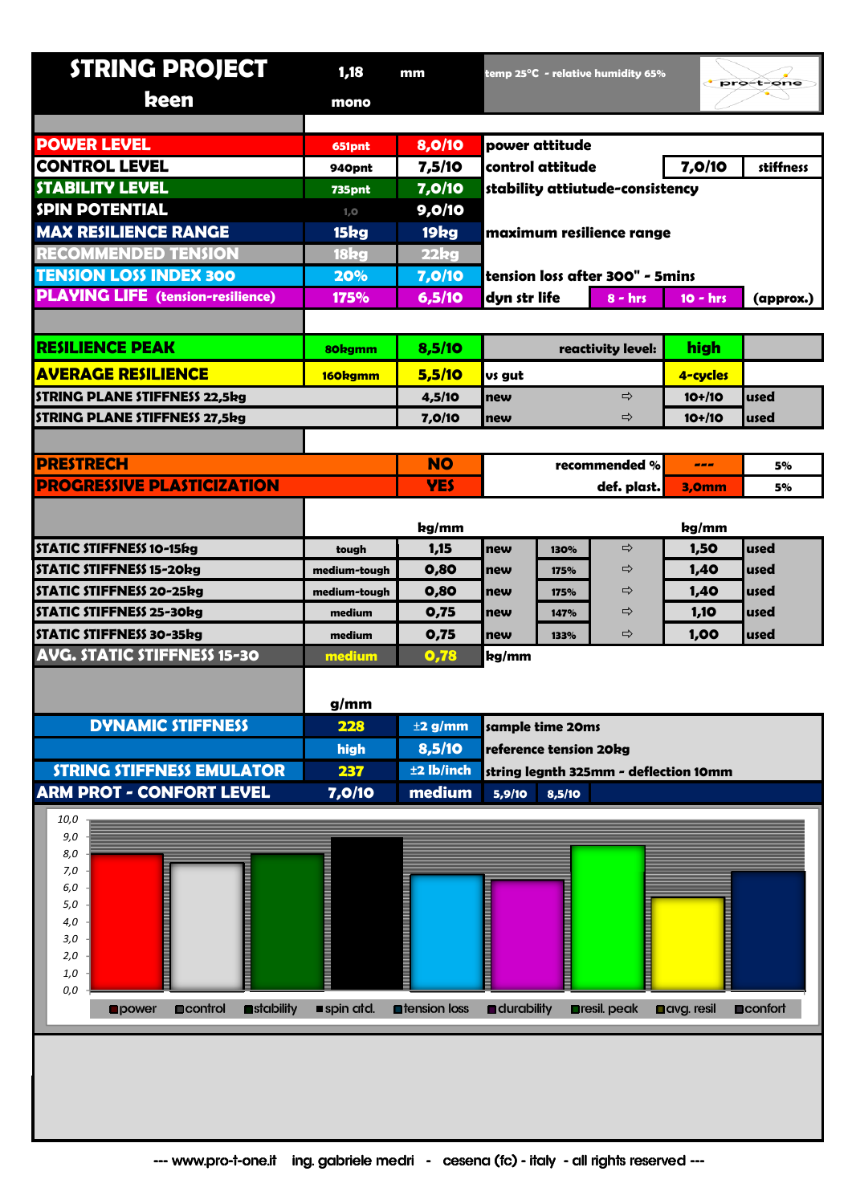# STRING PROJECT

**keen** — 1,18 mm — mono

temp 25°C - relative humidity 65%

pro-t-one

| | | | | | | |
|---|---|---|---|---|---|---|
| **POWER LEVEL** | 651pnt | 8,0/10 | power attitude | | | |
| **CONTROL LEVEL** | 940pnt | 7,5/10 | control attitude | | 7,0/10 | stiffness |
| **STABILITY LEVEL** | 735pnt | 7,0/10 | stability attiutude-consistency | | | |
| **SPIN POTENTIAL** | 1,0 | 9,0/10 | | | | |
| **MAX RESILIENCE RANGE** | 15kg | 19kg | maximum resilience range | | | |
| **RECOMMENDED TENSION** | 18kg | 22kg | | | | |
| **TENSION LOSS INDEX 300** | 20% | 7,0/10 | tension loss after 300" - 5mins | | | |
| **PLAYING LIFE (tension-resilience)** | 175% | 6,5/10 | dyn str life | 8 - hrs | 10 - hrs | (approx.) |

| | | | | | |
|---|---|---|---|---|---|
| **RESILIENCE PEAK** | 80kgmm | 8,5/10 | reactivity level: | high | |
| **AVERAGE RESILIENCE** | 160kgmm | 5,5/10 | vs gut | 4-cycles | |
| STRING PLANE STIFFNESS 22,5kg | | 4,5/10 | new ⇨ | 10+/10 | used |
| STRING PLANE STIFFNESS 27,5kg | | 7,0/10 | new ⇨ | 10+/10 | used |

| | | | | |
|---|---|---|---|---|
| **PRESTRECH** | NO | recommended % | --- | 5% |
| **PROGRESSIVE PLASTICIZATION** | YES | def. plast. | 3,0mm | 5% |

| | | kg/mm | | | | kg/mm | |
|---|---|---|---|---|---|---|---|
| STATIC STIFFNESS 10-15kg | tough | 1,15 | new | 130% | ⇨ | 1,50 | used |
| STATIC STIFFNESS 15-20kg | medium-tough | 0,80 | new | 175% | ⇨ | 1,40 | used |
| STATIC STIFFNESS 20-25kg | medium-tough | 0,80 | new | 175% | ⇨ | 1,40 | used |
| STATIC STIFFNESS 25-30kg | medium | 0,75 | new | 147% | ⇨ | 1,10 | used |
| STATIC STIFFNESS 30-35kg | medium | 0,75 | new | 133% | ⇨ | 1,00 | used |
| **AVG. STATIC STIFFNESS 15-30** | medium | 0,78 | kg/mm | | | | |

| | g/mm | | | |
|---|---|---|---|---|
| **DYNAMIC STIFFNESS** | 228 | ±2 g/mm | sample time 20ms | |
| | high | 8,5/10 | reference tension 20kg | |
| **STRING STIFFNESS EMULATOR** | 237 | ±2 lb/inch | string legnth 325mm - deflection 10mm | |
| **ARM PROT - CONFORT LEVEL** | 7,0/10 | medium | 5,9/10 | 8,5/10 |

| power | control | stability | spin atd. | tension loss | durability | resil. peak | avg. resil | confort |
|---|---|---|---|---|---|---|---|---|
| 8,0 | 7,5 | 8,0 | 9,0 | 7,0 | 6,5 | 8,5 | 5,5 | 7,0 |

--- www.pro-t-one.it ing. gabriele medri - cesena (fc) - italy - all rights reserved ---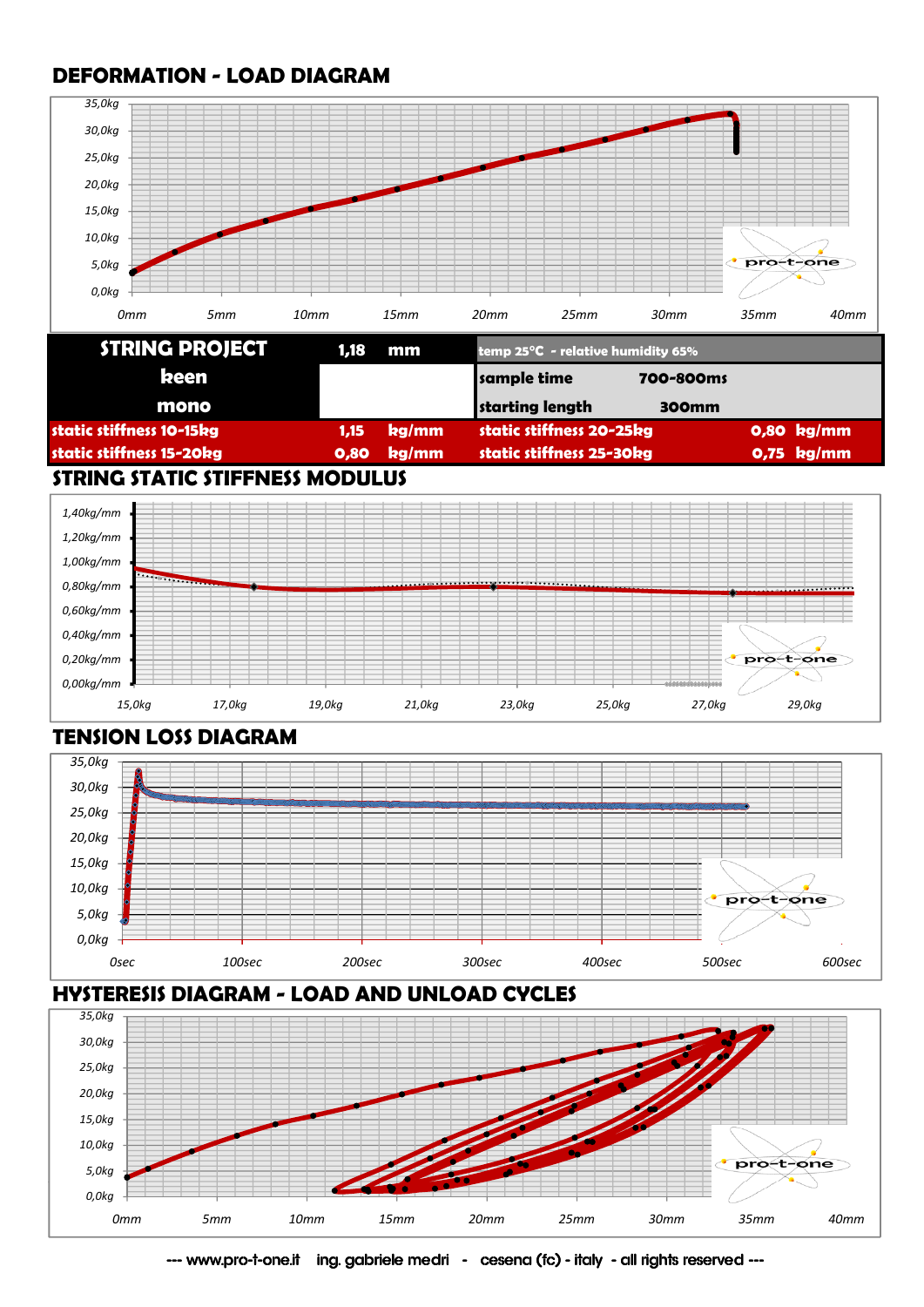## DEFORMATION - LOAD DIAGRAM

35,0kg
30,0kg
25,0kg
20,0kg
15,0kg
10,0kg
5,0kg
0,0kg

0mm 5mm 10mm 15mm 20mm 25mm 30mm 35mm 40mm

pro-t-one

| | | | | |
|---|---|---|---|---|
| **STRING PROJECT** | **1,18** | **mm** | **temp 25°C - relative humidity 65%** | |
| **keen** | | | **sample time** | **700-800ms** |
| **mono** | | | **starting length** | **300mm** |
| **static stiffness 10-15kg** | **1,15** | **kg/mm** | **static stiffness 20-25kg** | **0,80 kg/mm** |
| **static stiffness 15-20kg** | **0,80** | **kg/mm** | **static stiffness 25-30kg** | **0,75 kg/mm** |

## STRING STATIC STIFFNESS MODULUS

1,40kg/mm
1,20kg/mm
1,00kg/mm
0,80kg/mm
0,60kg/mm
0,40kg/mm
0,20kg/mm
0,00kg/mm

15,0kg 17,0kg 19,0kg 21,0kg 23,0kg 25,0kg 27,0kg 29,0kg

pro-t-one

## TENSION LOSS DIAGRAM

35,0kg
30,0kg
25,0kg
20,0kg
15,0kg
10,0kg
5,0kg
0,0kg

0sec 100sec 200sec 300sec 400sec 500sec 600sec

pro-t-one

## HYSTERESIS DIAGRAM - LOAD AND UNLOAD CYCLES

35,0kg
30,0kg
25,0kg
20,0kg
15,0kg
10,0kg
5,0kg
0,0kg

0mm 5mm 10mm 15mm 20mm 25mm 30mm 35mm 40mm

pro-t-one

--- www.pro-t-one.it ing. gabriele medri - cesena (fc) - italy - all rights reserved ---